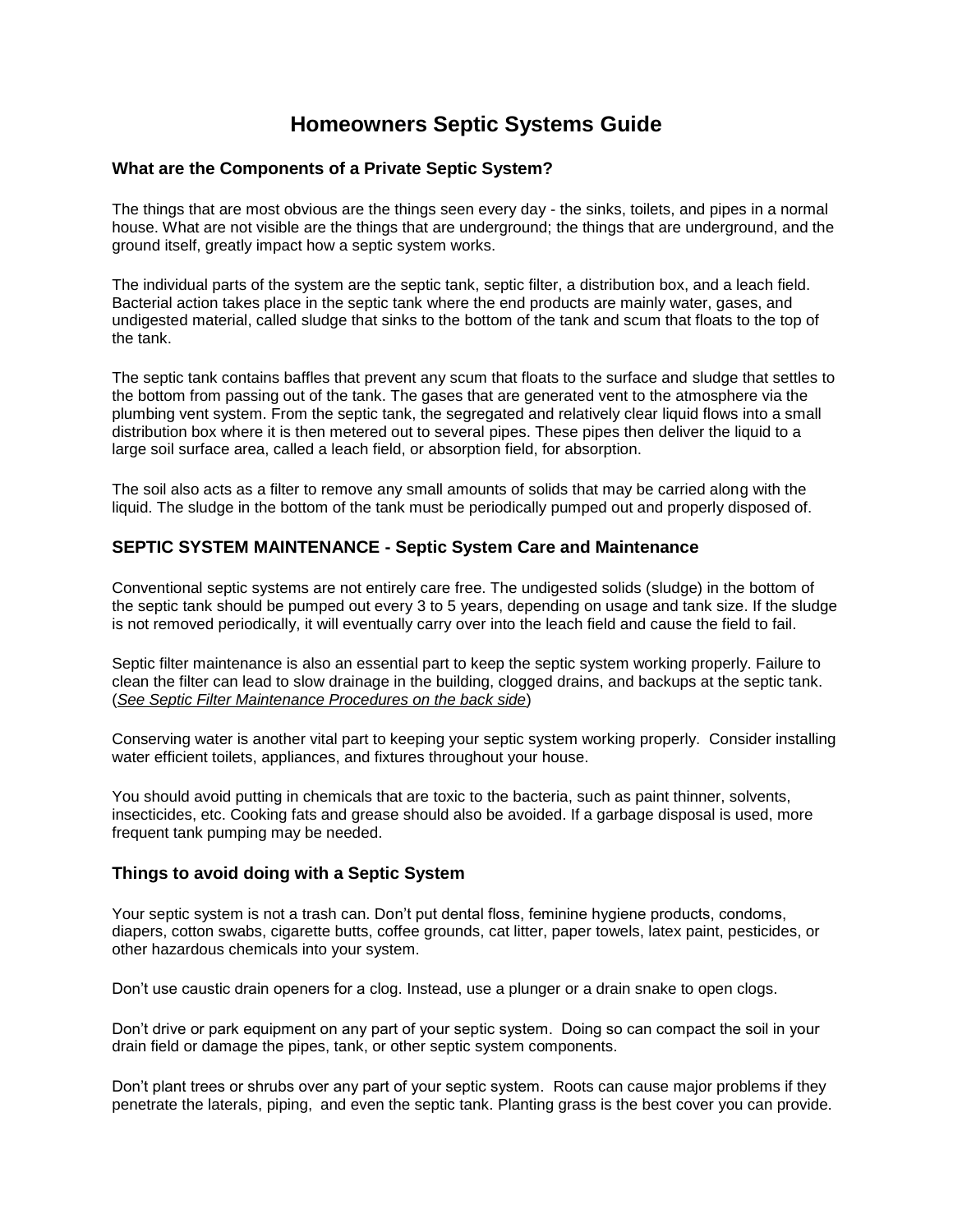# Homeowners Septic Systems Guide

### What are the Components of a Private Septic System?

The things that are most obvious are the things seen every day - the sinks, toilets, and pipes in a normal house. What are not visible are the things that are underground; the things that are underground, and the ground itself, greatly impact how a septic system works.

The individual parts of the system are the septic tank, septic filter, a distribution box, and a leach field. Bacterial action takes place in the septic tank where the end products are mainly water, gases, and undigested material, called sludge that sinks to the bottom of the tank and scum that floats to the top of the tank.

The septic tank contains baffles that prevent any scum that floats to the surface and sludge that settles to the bottom from passing out of the tank. The gases that are generated vent to the atmosphere via the plumbing vent system. From the septic tank, the segregated and relatively clear liquid flows into a small distribution box where it is then metered out to several pipes. These pipes then deliver the liquid to a large soil surface area, called a leach field, or absorption field, for absorption.

The soil also acts as a filter to remove any small amounts of solids that may be carried along with the liquid. The sludge in the bottom of the tank must be periodically pumped out and properly disposed of.

### SEPTIC SYSTEM MAINTENANCE - Septic System Care and Maintenance

Conventional septic systems are not entirely care free. The undigested solids (sludge) in the bottom of the septic tank should be pumped out every 3 to 5 years, depending on usage and tank size. If the sludge is not removed periodically, it will eventually carry over into the leach field and cause the field to fail.

Septic filter maintenance is also an essential part to keep the septic system working properly. Failure to clean the filter can lead to slow drainage in the building, clogged drains, and backups at the septic tank. (*See Septic Filter Maintenance Procedures on the back side*)

Conserving water is another vital part to keeping your septic system working properly. Consider installing water efficient toilets, appliances, and fixtures throughout your house.

You should avoid putting in chemicals that are toxic to the bacteria, such as paint thinner, solvents, insecticides, etc. Cooking fats and grease should also be avoided. If a garbage disposal is used, more frequent tank pumping may be needed.

### Things to avoid doing with a Septic System

Your septic system is not a trash can. Don't put dental floss, feminine hygiene products, condoms, diapers, cotton swabs, cigarette butts, coffee grounds, cat litter, paper towels, latex paint, pesticides, or other hazardous chemicals into your system.

Don't use caustic drain openers for a clog. Instead, use a plunger or a drain snake to open clogs.

Don't drive or park equipment on any part of your septic system. Doing so can compact the soil in your drain field or damage the pipes, tank, or other septic system components.

Don't plant trees or shrubs over any part of your septic system. Roots can cause major problems if they penetrate the laterals, piping, and even the septic tank. Planting grass is the best cover you can provide.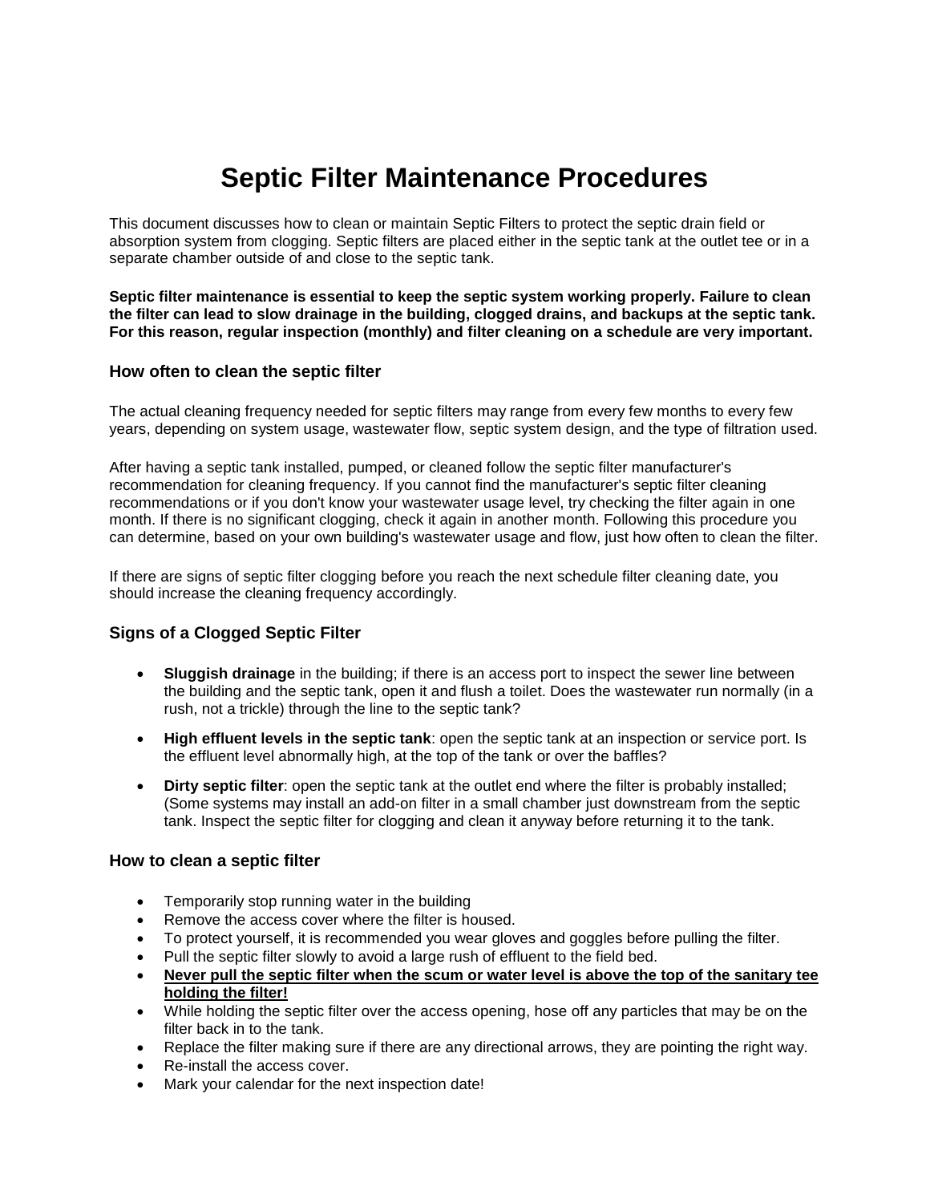# Septic Filter Maintenance Procedures

This document discusses how to clean or maintain Septic Filters to protect the septic drain field or absorption system from clogging. Septic filters are placed either in the septic tank at the outlet tee or in a separate chamber outside of and close to the septic tank.

**Septic filter maintenance is essential to keep the septic system working properly. Failure to clean the filter can lead to slow drainage in the building, clogged drains, and backups at the septic tank. For this reason, regular inspection (monthly) and filter cleaning on a schedule are very important.**

### How often to clean the septic filter

The actual cleaning frequency needed for septic filters may range from every few months to every few years, depending on system usage, wastewater flow, septic system design, and the type of filtration used.

After having a septic tank installed, pumped, or cleaned follow the septic filter manufacturer's recommendation for cleaning frequency. If you cannot find the manufacturer's septic filter cleaning recommendations or if you don't know your wastewater usage level, try checking the filter again in one month. If there is no significant clogging, check it again in another month. Following this procedure you can determine, based on your own building's wastewater usage and flow, just how often to clean the filter.

If there are signs of septic filter clogging before you reach the next schedule filter cleaning date, you should increase the cleaning frequency accordingly.

### Signs of a Clogged Septic Filter

- **Sluggish drainage** in the building; if there is an access port to inspect the sewer line between the building and the septic tank, open it and flush a toilet. Does the wastewater run normally (in a rush, not a trickle) through the line to the septic tank?
- **High effluent levels in the septic tank**: open the septic tank at an inspection or service port. Is the effluent level abnormally high, at the top of the tank or over the baffles?
- **Dirty septic filter**: open the septic tank at the outlet end where the filter is probably installed; (Some systems may install an add-on filter in a small chamber just downstream from the septic tank. Inspect the septic filter for clogging and clean it anyway before returning it to the tank.

### How to clean a septic filter

- Temporarily stop running water in the building
- Remove the access cover where the filter is housed.
- To protect yourself, it is recommended you wear gloves and goggles before pulling the filter.
- Pull the septic filter slowly to avoid a large rush of effluent to the field bed.
- **<u>Never pull the septic filter when the scum or water level is above the top of the sanitary tee holding the filter!</u>**
- While holding the septic filter over the access opening, hose off any particles that may be on the filter back in to the tank.
- Replace the filter making sure if there are any directional arrows, they are pointing the right way.
- Re-install the access cover.
- Mark your calendar for the next inspection date!